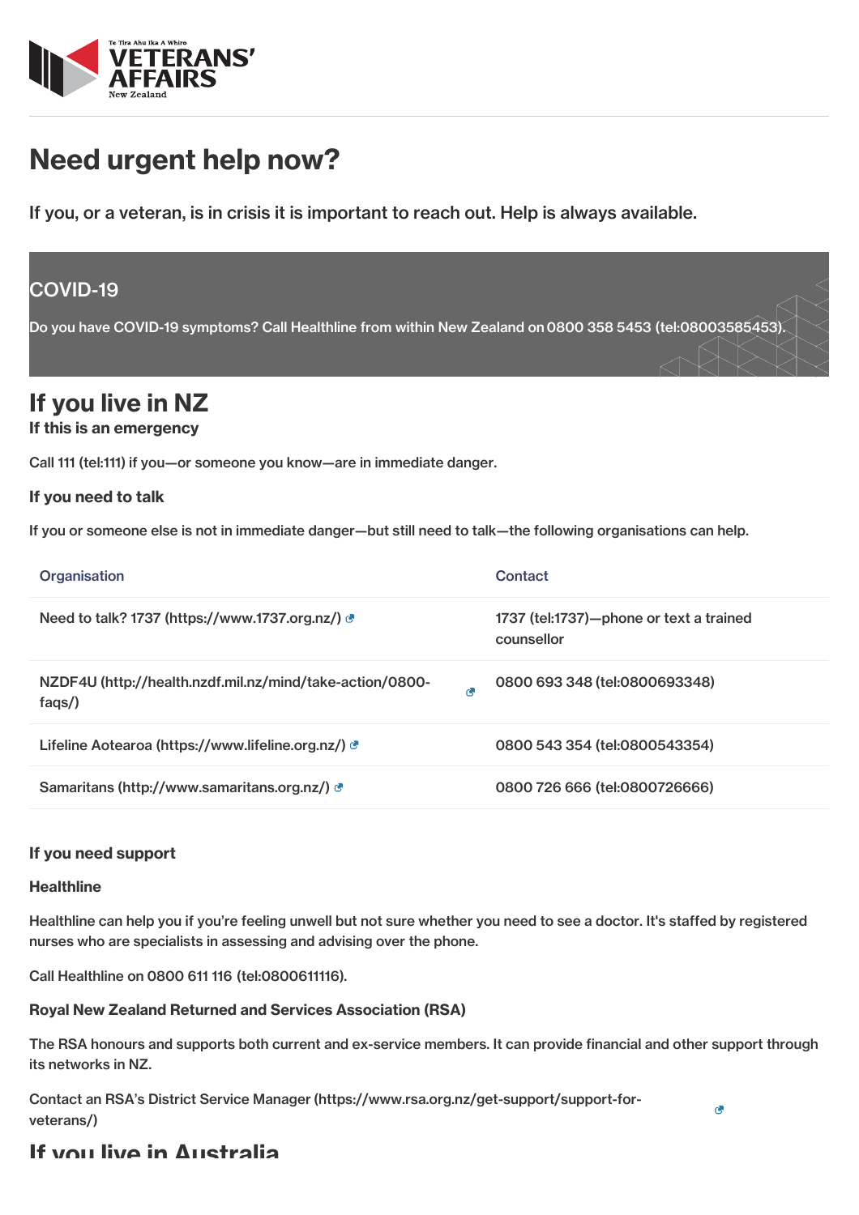# Need urgent help now?

If you, or a veteran, is in crisis it is important to reach out. Help is always available.

## COVID-19

Do you have COVID-19 symptoms? Call Healthline from within New Zealand on 0800 358 5453 (tel:08003585453).

## If you live in NZ

### If this is an emergency

Call 111 (tel:111) if you—or someone you know—are in immediate danger.

### If you need to talk

If you or someone else is not in immediate danger—but still need to talk—the following organisations can help.

| Organisation | Contact |
|---|---|
| Need to talk? 1737 (https://www.1737.org.nz/) | 1737 (tel:1737)—phone or text a trained counsellor |
| NZDF4U (http://health.nzdf.mil.nz/mind/take-action/0800-faqs/) | 0800 693 348 (tel:0800693348) |
| Lifeline Aotearoa (https://www.lifeline.org.nz/) | 0800 543 354 (tel:0800543354) |
| Samaritans (http://www.samaritans.org.nz/) | 0800 726 666 (tel:0800726666) |

### If you need support

**Healthline**

Healthline can help you if you're feeling unwell but not sure whether you need to see a doctor. It's staffed by registered nurses who are specialists in assessing and advising over the phone.

Call Healthline on 0800 611 116 (tel:0800611116).

**Royal New Zealand Returned and Services Association (RSA)**

The RSA honours and supports both current and ex-service members. It can provide financial and other support through its networks in NZ.

Contact an RSA's District Service Manager (https://www.rsa.org.nz/get-support/support-for-veterans/)

## If you live in Australia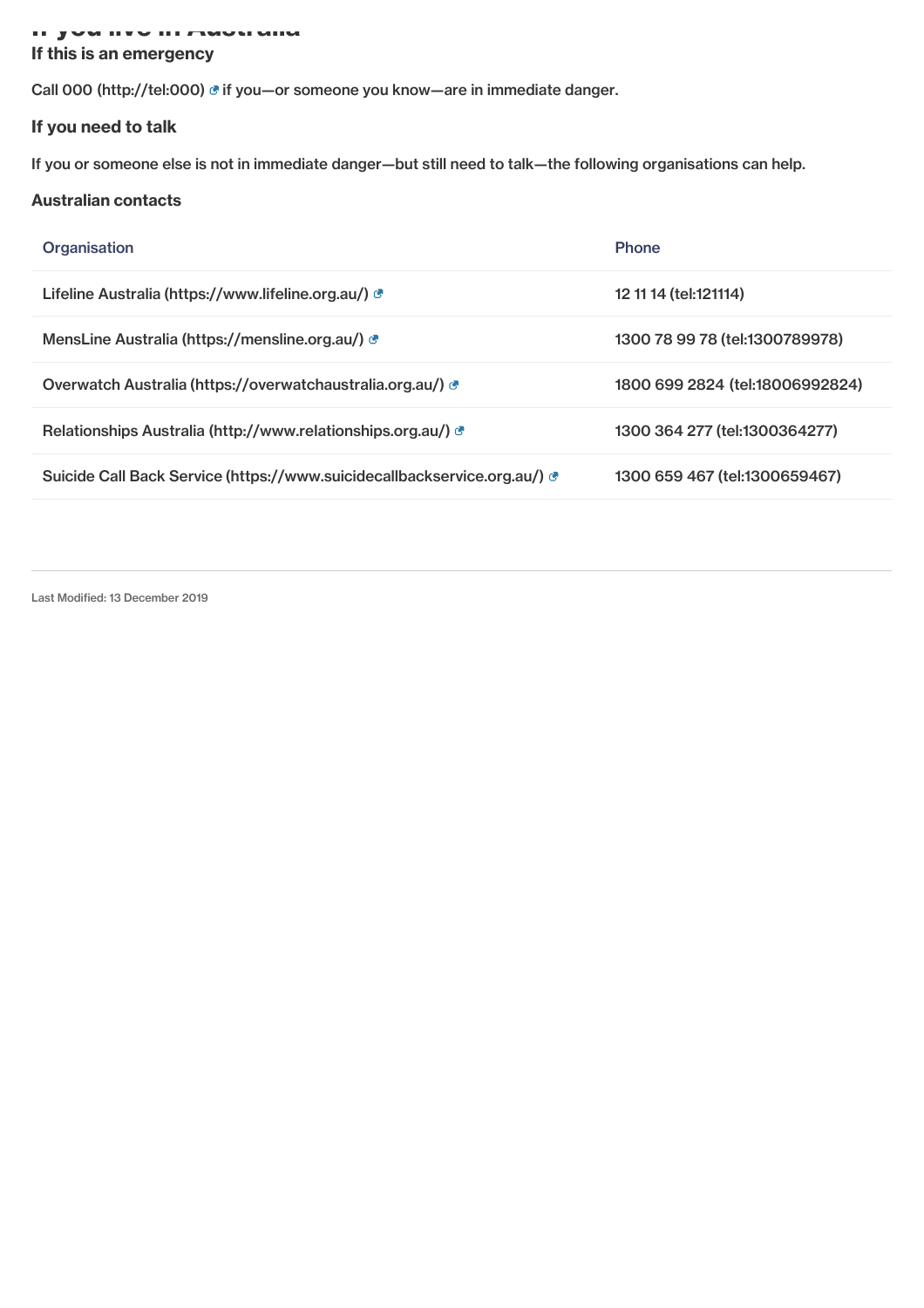### If this is an emergency

Call 000 (http://tel:000) if you—or someone you know—are in immediate danger.

### If you need to talk

If you or someone else is not in immediate danger—but still need to talk—the following organisations can help.

### Australian contacts

| Organisation | Phone |
|---|---|
| Lifeline Australia (https://www.lifeline.org.au/) | 12 11 14 (tel:121114) |
| MensLine Australia (https://mensline.org.au/) | 1300 78 99 78 (tel:1300789978) |
| Overwatch Australia (https://overwatchaustralia.org.au/) | 1800 699 2824 (tel:18006992824) |
| Relationships Australia (http://www.relationships.org.au/) | 1300 364 277 (tel:1300364277) |
| Suicide Call Back Service (https://www.suicidecallbackservice.org.au/) | 1300 659 467 (tel:1300659467) |

Last Modified: 13 December 2019